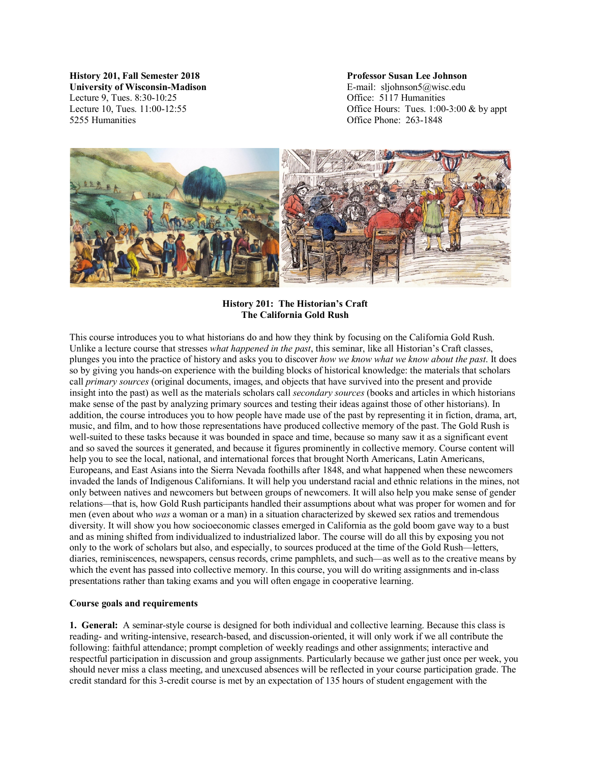**History 201, Fall Semester 2018**
**University of Wisconsin-Madison**
Lecture 9, Tues. 8:30-10:25
Lecture 10, Tues. 11:00-12:55
5255 Humanities

**Professor Susan Lee Johnson**
E-mail: sljohnson5@wisc.edu
Office: 5117 Humanities
Office Hours: Tues. 1:00-3:00 & by appt
Office Phone: 263-1848

# History 201: The Historian's Craft
## The California Gold Rush

This course introduces you to what historians do and how they think by focusing on the California Gold Rush. Unlike a lecture course that stresses *what happened in the past*, this seminar, like all Historian's Craft classes, plunges you into the practice of history and asks you to discover *how we know what we know about the past.* It does so by giving you hands-on experience with the building blocks of historical knowledge: the materials that scholars call *primary sources* (original documents, images, and objects that have survived into the present and provide insight into the past) as well as the materials scholars call *secondary sources* (books and articles in which historians make sense of the past by analyzing primary sources and testing their ideas against those of other historians). In addition, the course introduces you to how people have made use of the past by representing it in fiction, drama, art, music, and film, and to how those representations have produced collective memory of the past. The Gold Rush is well-suited to these tasks because it was bounded in space and time, because so many saw it as a significant event and so saved the sources it generated, and because it figures prominently in collective memory. Course content will help you to see the local, national, and international forces that brought North Americans, Latin Americans, Europeans, and East Asians into the Sierra Nevada foothills after 1848, and what happened when these newcomers invaded the lands of Indigenous Californians. It will help you understand racial and ethnic relations in the mines, not only between natives and newcomers but between groups of newcomers. It will also help you make sense of gender relations—that is, how Gold Rush participants handled their assumptions about what was proper for women and for men (even about who *was* a woman or a man) in a situation characterized by skewed sex ratios and tremendous diversity. It will show you how socioeconomic classes emerged in California as the gold boom gave way to a bust and as mining shifted from individualized to industrialized labor. The course will do all this by exposing you not only to the work of scholars but also, and especially, to sources produced at the time of the Gold Rush—letters, diaries, reminiscences, newspapers, census records, crime pamphlets, and such—as well as to the creative means by which the event has passed into collective memory. In this course, you will do writing assignments and in-class presentations rather than taking exams and you will often engage in cooperative learning.

### Course goals and requirements

**1. General:** A seminar-style course is designed for both individual and collective learning. Because this class is reading- and writing-intensive, research-based, and discussion-oriented, it will only work if we all contribute the following: faithful attendance; prompt completion of weekly readings and other assignments; interactive and respectful participation in discussion and group assignments. Particularly because we gather just once per week, you should never miss a class meeting, and unexcused absences will be reflected in your course participation grade. The credit standard for this 3-credit course is met by an expectation of 135 hours of student engagement with the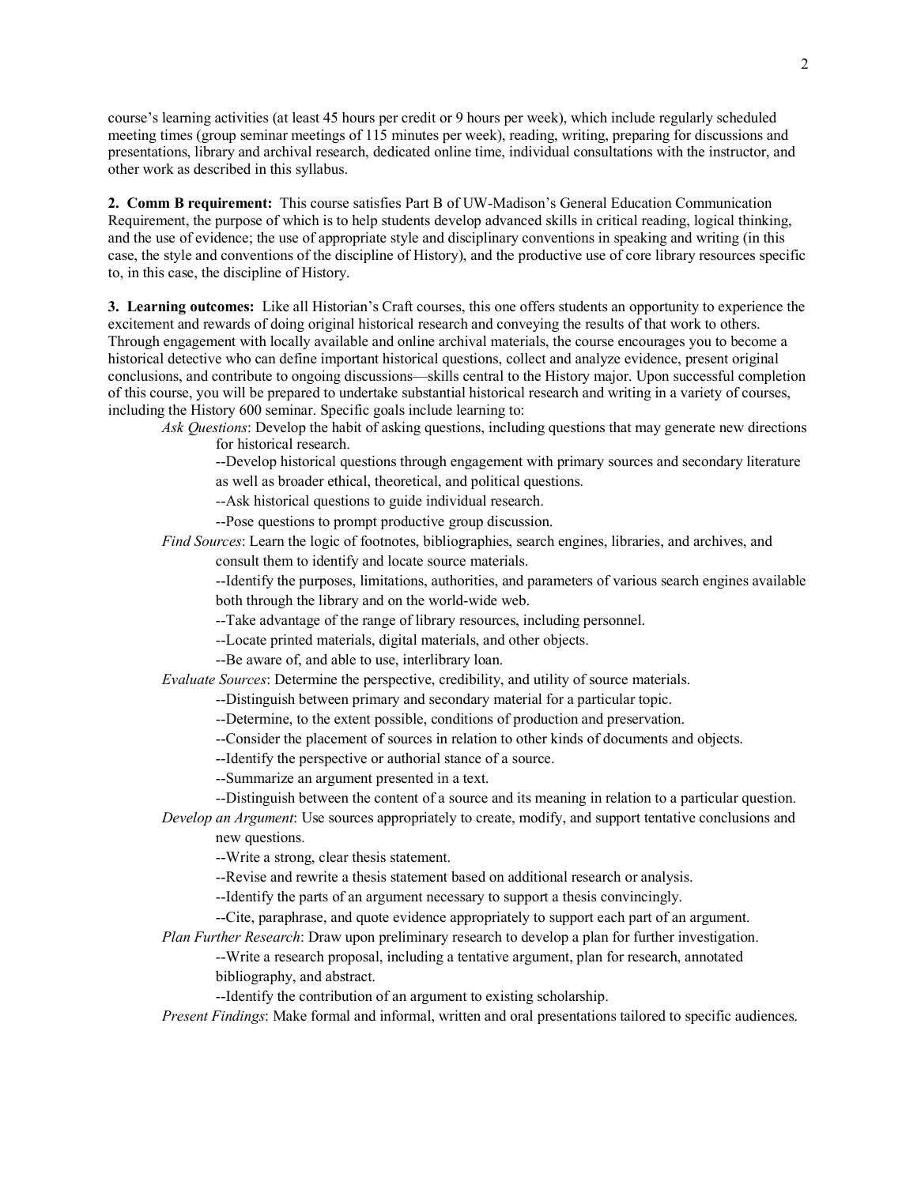course's learning activities (at least 45 hours per credit or 9 hours per week), which include regularly scheduled meeting times (group seminar meetings of 115 minutes per week), reading, writing, preparing for discussions and presentations, library and archival research, dedicated online time, individual consultations with the instructor, and other work as described in this syllabus.

**2. Comm B requirement:** This course satisfies Part B of UW-Madison's General Education Communication Requirement, the purpose of which is to help students develop advanced skills in critical reading, logical thinking, and the use of evidence; the use of appropriate style and disciplinary conventions in speaking and writing (in this case, the style and conventions of the discipline of History), and the productive use of core library resources specific to, in this case, the discipline of History.

**3. Learning outcomes:** Like all Historian's Craft courses, this one offers students an opportunity to experience the excitement and rewards of doing original historical research and conveying the results of that work to others. Through engagement with locally available and online archival materials, the course encourages you to become a historical detective who can define important historical questions, collect and analyze evidence, present original conclusions, and contribute to ongoing discussions—skills central to the History major. Upon successful completion of this course, you will be prepared to undertake substantial historical research and writing in a variety of courses, including the History 600 seminar. Specific goals include learning to:

*Ask Questions*: Develop the habit of asking questions, including questions that may generate new directions for historical research.

- --Develop historical questions through engagement with primary sources and secondary literature as well as broader ethical, theoretical, and political questions.
- --Ask historical questions to guide individual research.
- --Pose questions to prompt productive group discussion.

*Find Sources*: Learn the logic of footnotes, bibliographies, search engines, libraries, and archives, and consult them to identify and locate source materials.

- --Identify the purposes, limitations, authorities, and parameters of various search engines available both through the library and on the world-wide web.
- --Take advantage of the range of library resources, including personnel.
- --Locate printed materials, digital materials, and other objects.
- --Be aware of, and able to use, interlibrary loan.

*Evaluate Sources*: Determine the perspective, credibility, and utility of source materials.

- --Distinguish between primary and secondary material for a particular topic.
- --Determine, to the extent possible, conditions of production and preservation.
- --Consider the placement of sources in relation to other kinds of documents and objects.
- --Identify the perspective or authorial stance of a source.
- --Summarize an argument presented in a text.
- --Distinguish between the content of a source and its meaning in relation to a particular question.

*Develop an Argument*: Use sources appropriately to create, modify, and support tentative conclusions and new questions.

- --Write a strong, clear thesis statement.
- --Revise and rewrite a thesis statement based on additional research or analysis.
- --Identify the parts of an argument necessary to support a thesis convincingly.
- --Cite, paraphrase, and quote evidence appropriately to support each part of an argument.

*Plan Further Research*: Draw upon preliminary research to develop a plan for further investigation.

- --Write a research proposal, including a tentative argument, plan for research, annotated bibliography, and abstract.
- --Identify the contribution of an argument to existing scholarship.

*Present Findings*: Make formal and informal, written and oral presentations tailored to specific audiences.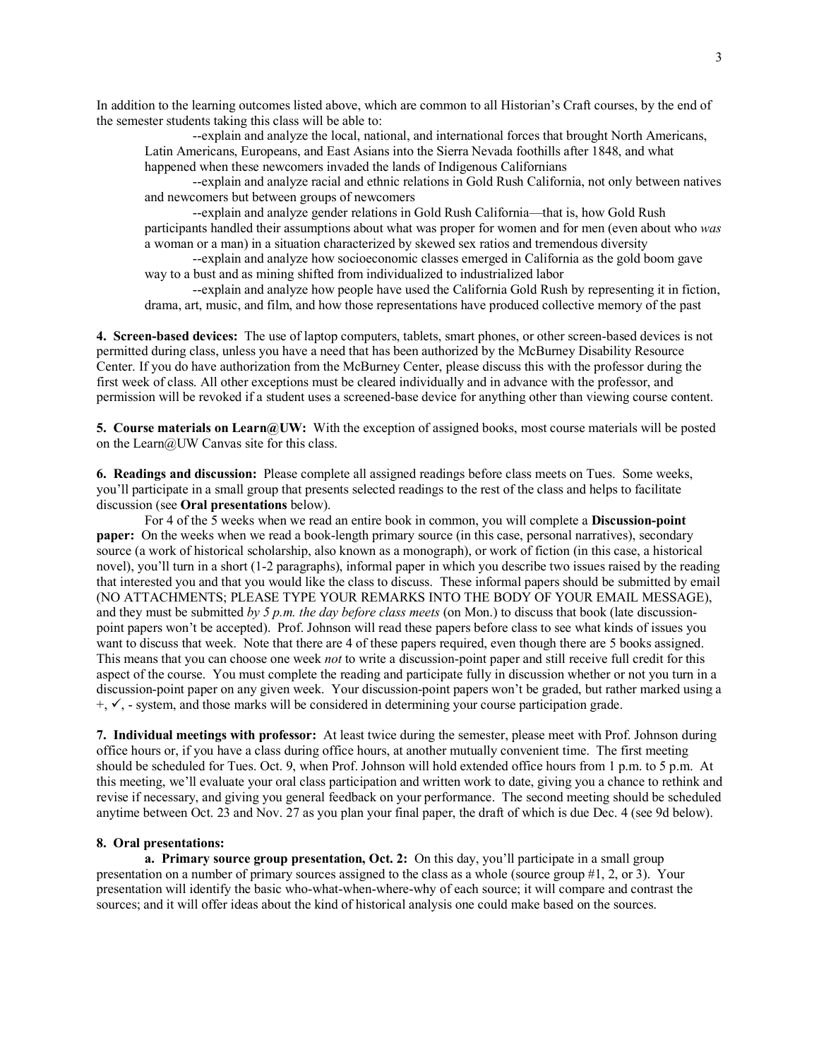In addition to the learning outcomes listed above, which are common to all Historian's Craft courses, by the end of the semester students taking this class will be able to:

--explain and analyze the local, national, and international forces that brought North Americans, Latin Americans, Europeans, and East Asians into the Sierra Nevada foothills after 1848, and what happened when these newcomers invaded the lands of Indigenous Californians

--explain and analyze racial and ethnic relations in Gold Rush California, not only between natives and newcomers but between groups of newcomers

--explain and analyze gender relations in Gold Rush California—that is, how Gold Rush participants handled their assumptions about what was proper for women and for men (even about who *was* a woman or a man) in a situation characterized by skewed sex ratios and tremendous diversity

--explain and analyze how socioeconomic classes emerged in California as the gold boom gave way to a bust and as mining shifted from individualized to industrialized labor

--explain and analyze how people have used the California Gold Rush by representing it in fiction, drama, art, music, and film, and how those representations have produced collective memory of the past

**4. Screen-based devices:** The use of laptop computers, tablets, smart phones, or other screen-based devices is not permitted during class, unless you have a need that has been authorized by the McBurney Disability Resource Center. If you do have authorization from the McBurney Center, please discuss this with the professor during the first week of class. All other exceptions must be cleared individually and in advance with the professor, and permission will be revoked if a student uses a screened-base device for anything other than viewing course content.

**5. Course materials on Learn@UW:** With the exception of assigned books, most course materials will be posted on the Learn@UW Canvas site for this class.

**6. Readings and discussion:** Please complete all assigned readings before class meets on Tues. Some weeks, you'll participate in a small group that presents selected readings to the rest of the class and helps to facilitate discussion (see **Oral presentations** below).

For 4 of the 5 weeks when we read an entire book in common, you will complete a **Discussion-point paper:** On the weeks when we read a book-length primary source (in this case, personal narratives), secondary source (a work of historical scholarship, also known as a monograph), or work of fiction (in this case, a historical novel), you'll turn in a short (1-2 paragraphs), informal paper in which you describe two issues raised by the reading that interested you and that you would like the class to discuss. These informal papers should be submitted by email (NO ATTACHMENTS; PLEASE TYPE YOUR REMARKS INTO THE BODY OF YOUR EMAIL MESSAGE), and they must be submitted *by 5 p.m. the day before class meets* (on Mon.) to discuss that book (late discussion-point papers won't be accepted). Prof. Johnson will read these papers before class to see what kinds of issues you want to discuss that week. Note that there are 4 of these papers required, even though there are 5 books assigned. This means that you can choose one week *not* to write a discussion-point paper and still receive full credit for this aspect of the course. You must complete the reading and participate fully in discussion whether or not you turn in a discussion-point paper on any given week. Your discussion-point papers won't be graded, but rather marked using a +, ✓, - system, and those marks will be considered in determining your course participation grade.

**7. Individual meetings with professor:** At least twice during the semester, please meet with Prof. Johnson during office hours or, if you have a class during office hours, at another mutually convenient time. The first meeting should be scheduled for Tues. Oct. 9, when Prof. Johnson will hold extended office hours from 1 p.m. to 5 p.m. At this meeting, we'll evaluate your oral class participation and written work to date, giving you a chance to rethink and revise if necessary, and giving you general feedback on your performance. The second meeting should be scheduled anytime between Oct. 23 and Nov. 27 as you plan your final paper, the draft of which is due Dec. 4 (see 9d below).

**8. Oral presentations:**

**a. Primary source group presentation, Oct. 2:** On this day, you'll participate in a small group presentation on a number of primary sources assigned to the class as a whole (source group #1, 2, or 3). Your presentation will identify the basic who-what-when-where-why of each source; it will compare and contrast the sources; and it will offer ideas about the kind of historical analysis one could make based on the sources.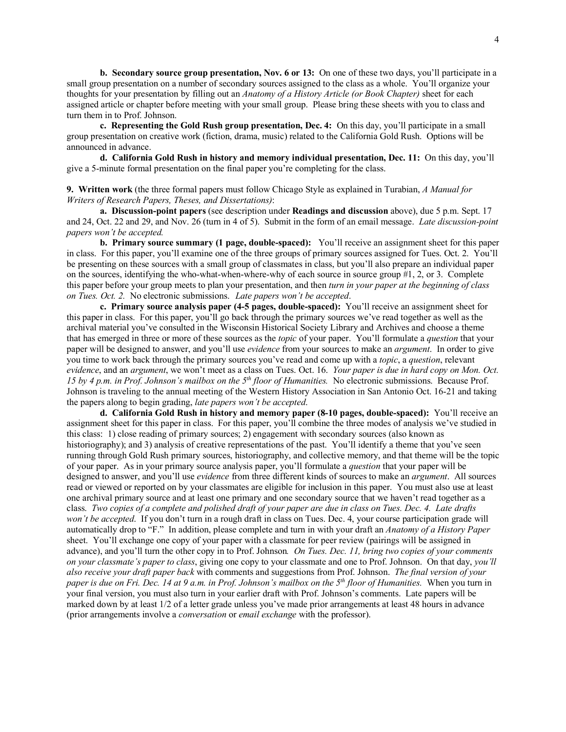**b. Secondary source group presentation, Nov. 6 or 13:** On one of these two days, you'll participate in a small group presentation on a number of secondary sources assigned to the class as a whole. You'll organize your thoughts for your presentation by filling out an *Anatomy of a History Article (or Book Chapter)* sheet for each assigned article or chapter before meeting with your small group. Please bring these sheets with you to class and turn them in to Prof. Johnson.

**c. Representing the Gold Rush group presentation, Dec. 4:** On this day, you'll participate in a small group presentation on creative work (fiction, drama, music) related to the California Gold Rush. Options will be announced in advance.

**d. California Gold Rush in history and memory individual presentation, Dec. 11:** On this day, you'll give a 5-minute formal presentation on the final paper you're completing for the class.

**9. Written work** (the three formal papers must follow Chicago Style as explained in Turabian, *A Manual for Writers of Research Papers, Theses, and Dissertations)*:

**a. Discussion-point papers** (see description under **Readings and discussion** above), due 5 p.m. Sept. 17 and 24, Oct. 22 and 29, and Nov. 26 (turn in 4 of 5). Submit in the form of an email message. *Late discussion-point papers won't be accepted.*

**b. Primary source summary (1 page, double-spaced):** You'll receive an assignment sheet for this paper in class. For this paper, you'll examine one of the three groups of primary sources assigned for Tues. Oct. 2. You'll be presenting on these sources with a small group of classmates in class, but you'll also prepare an individual paper on the sources, identifying the who-what-when-where-why of each source in source group #1, 2, or 3. Complete this paper before your group meets to plan your presentation, and then *turn in your paper at the beginning of class on Tues. Oct. 2.* No electronic submissions. *Late papers won't be accepted*.

**c. Primary source analysis paper (4-5 pages, double-spaced):** You'll receive an assignment sheet for this paper in class. For this paper, you'll go back through the primary sources we've read together as well as the archival material you've consulted in the Wisconsin Historical Society Library and Archives and choose a theme that has emerged in three or more of these sources as the *topic* of your paper. You'll formulate a *question* that your paper will be designed to answer, and you'll use *evidence* from your sources to make an *argument*. In order to give you time to work back through the primary sources you've read and come up with a *topic*, a *question*, relevant *evidence*, and an *argument*, we won't meet as a class on Tues. Oct. 16. *Your paper is due in hard copy on Mon. Oct. 15 by 4 p.m. in Prof. Johnson's mailbox on the 5th floor of Humanities.* No electronic submissions. Because Prof. Johnson is traveling to the annual meeting of the Western History Association in San Antonio Oct. 16-21 and taking the papers along to begin grading, *late papers won't be accepted*.

**d. California Gold Rush in history and memory paper (8-10 pages, double-spaced):** You'll receive an assignment sheet for this paper in class. For this paper, you'll combine the three modes of analysis we've studied in this class: 1) close reading of primary sources; 2) engagement with secondary sources (also known as historiography); and 3) analysis of creative representations of the past. You'll identify a theme that you've seen running through Gold Rush primary sources, historiography, and collective memory, and that theme will be the topic of your paper. As in your primary source analysis paper, you'll formulate a *question* that your paper will be designed to answer, and you'll use *evidence* from three different kinds of sources to make an *argument*. All sources read or viewed or reported on by your classmates are eligible for inclusion in this paper. You must also use at least one archival primary source and at least one primary and one secondary source that we haven't read together as a class. *Two copies of a complete and polished draft of your paper are due in class on Tues. Dec. 4. Late drafts won't be accepted.* If you don't turn in a rough draft in class on Tues. Dec. 4, your course participation grade will automatically drop to "F." In addition, please complete and turn in with your draft an *Anatomy of a History Paper* sheet. You'll exchange one copy of your paper with a classmate for peer review (pairings will be assigned in advance), and you'll turn the other copy in to Prof. Johnson*. On Tues. Dec. 11, bring two copies of your comments on your classmate's paper to class*, giving one copy to your classmate and one to Prof. Johnson. On that day, *you'll also receive your draft paper back* with comments and suggestions from Prof. Johnson. *The final version of your paper is due on Fri. Dec. 14 at 9 a.m. in Prof. Johnson's mailbox on the 5th floor of Humanities.* When you turn in your final version, you must also turn in your earlier draft with Prof. Johnson's comments. Late papers will be marked down by at least 1/2 of a letter grade unless you've made prior arrangements at least 48 hours in advance (prior arrangements involve a *conversation* or *email exchange* with the professor).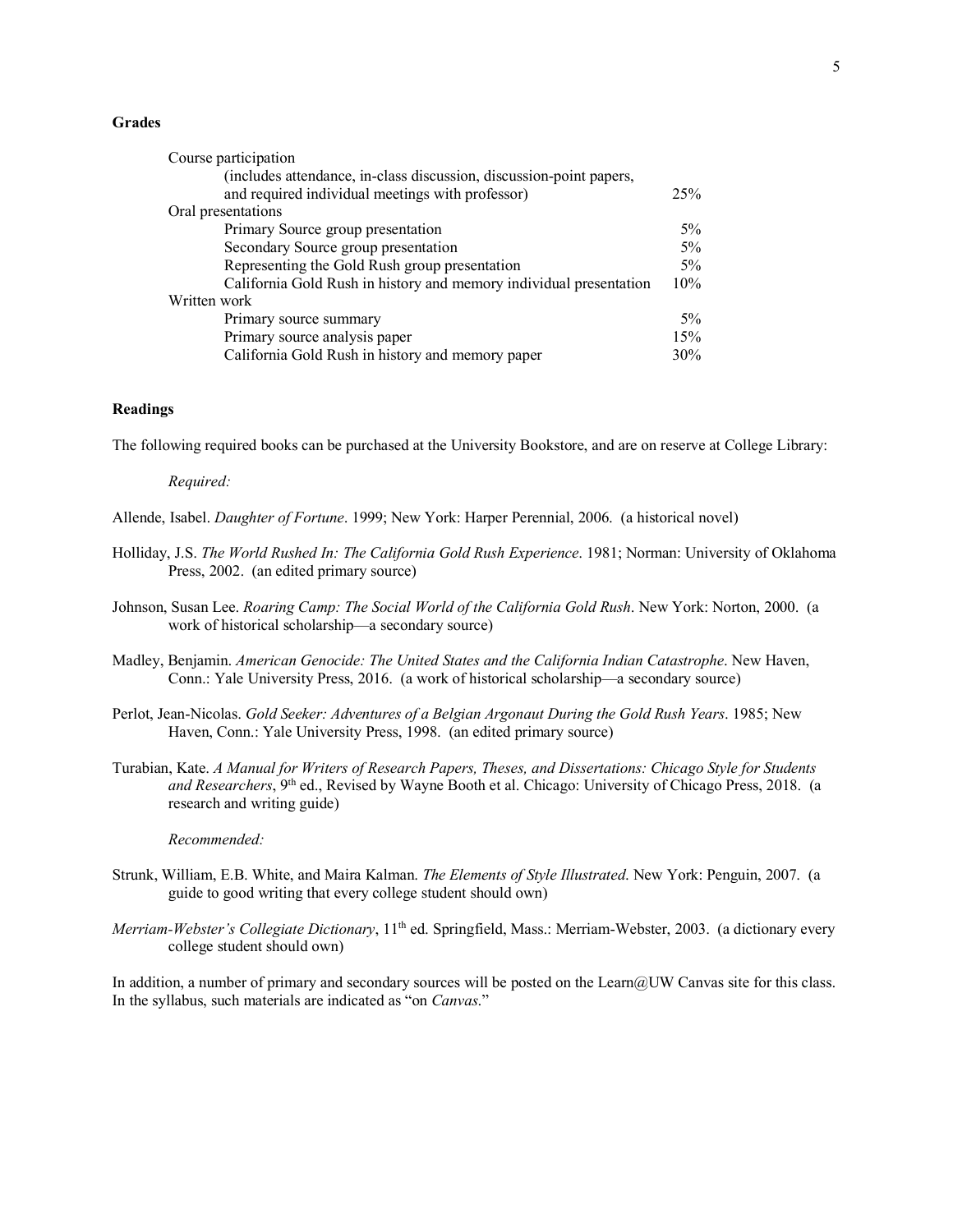**Grades**

| | |
|---|---|
| Course participation | |
| (includes attendance, in-class discussion, discussion-point papers, and required individual meetings with professor) | 25% |
| Oral presentations | |
| Primary Source group presentation | 5% |
| Secondary Source group presentation | 5% |
| Representing the Gold Rush group presentation | 5% |
| California Gold Rush in history and memory individual presentation | 10% |
| Written work | |
| Primary source summary | 5% |
| Primary source analysis paper | 15% |
| California Gold Rush in history and memory paper | 30% |

**Readings**

The following required books can be purchased at the University Bookstore, and are on reserve at College Library:

*Required:*

Allende, Isabel. *Daughter of Fortune*. 1999; New York: Harper Perennial, 2006. (a historical novel)

Holliday, J.S. *The World Rushed In: The California Gold Rush Experience*. 1981; Norman: University of Oklahoma Press, 2002. (an edited primary source)

Johnson, Susan Lee. *Roaring Camp: The Social World of the California Gold Rush*. New York: Norton, 2000. (a work of historical scholarship—a secondary source)

Madley, Benjamin. *American Genocide: The United States and the California Indian Catastrophe*. New Haven, Conn.: Yale University Press, 2016. (a work of historical scholarship—a secondary source)

Perlot, Jean-Nicolas. *Gold Seeker: Adventures of a Belgian Argonaut During the Gold Rush Years*. 1985; New Haven, Conn.: Yale University Press, 1998. (an edited primary source)

Turabian, Kate. *A Manual for Writers of Research Papers, Theses, and Dissertations: Chicago Style for Students and Researchers*, 9th ed., Revised by Wayne Booth et al. Chicago: University of Chicago Press, 2018. (a research and writing guide)

*Recommended:*

Strunk, William, E.B. White, and Maira Kalman. *The Elements of Style Illustrated*. New York: Penguin, 2007. (a guide to good writing that every college student should own)

*Merriam-Webster's Collegiate Dictionary*, 11th ed. Springfield, Mass.: Merriam-Webster, 2003. (a dictionary every college student should own)

In addition, a number of primary and secondary sources will be posted on the Learn@UW Canvas site for this class. In the syllabus, such materials are indicated as "on *Canvas*."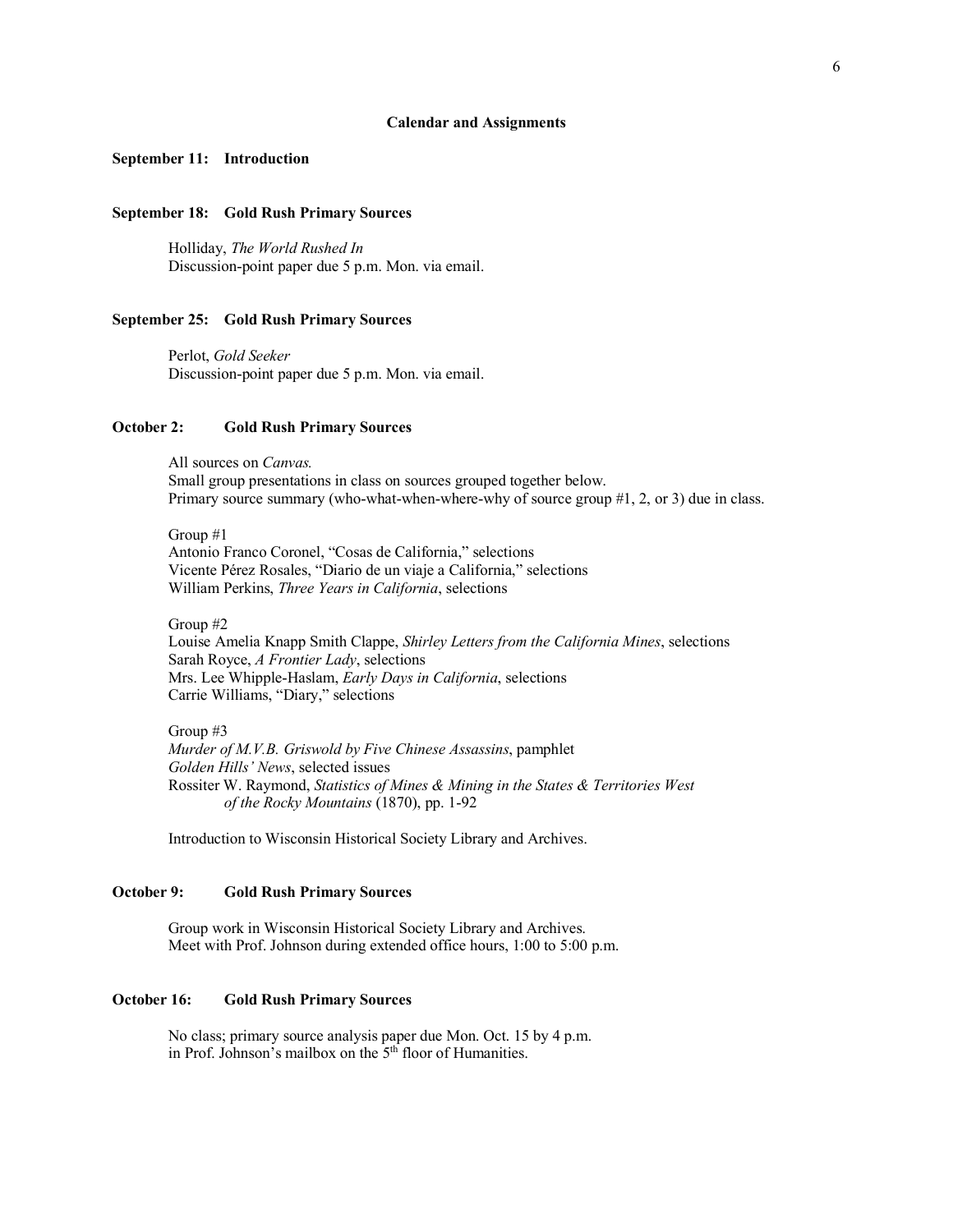## Calendar and Assignments

**September 11: Introduction**

**September 18: Gold Rush Primary Sources**

Holliday, *The World Rushed In*
Discussion-point paper due 5 p.m. Mon. via email.

**September 25: Gold Rush Primary Sources**

Perlot, *Gold Seeker*
Discussion-point paper due 5 p.m. Mon. via email.

**October 2: Gold Rush Primary Sources**

All sources on *Canvas.*
Small group presentations in class on sources grouped together below.
Primary source summary (who-what-when-where-why of source group #1, 2, or 3) due in class.

Group #1
Antonio Franco Coronel, "Cosas de California," selections
Vicente Pérez Rosales, "Diario de un viaje a California," selections
William Perkins, *Three Years in California*, selections

Group #2
Louise Amelia Knapp Smith Clappe, *Shirley Letters from the California Mines*, selections
Sarah Royce, *A Frontier Lady*, selections
Mrs. Lee Whipple-Haslam, *Early Days in California*, selections
Carrie Williams, "Diary," selections

Group #3
*Murder of M.V.B. Griswold by Five Chinese Assassins*, pamphlet
*Golden Hills' News*, selected issues
Rossiter W. Raymond, *Statistics of Mines & Mining in the States & Territories West of the Rocky Mountains* (1870), pp. 1-92

Introduction to Wisconsin Historical Society Library and Archives.

**October 9: Gold Rush Primary Sources**

Group work in Wisconsin Historical Society Library and Archives.
Meet with Prof. Johnson during extended office hours, 1:00 to 5:00 p.m.

**October 16: Gold Rush Primary Sources**

No class; primary source analysis paper due Mon. Oct. 15 by 4 p.m. in Prof. Johnson's mailbox on the 5th floor of Humanities.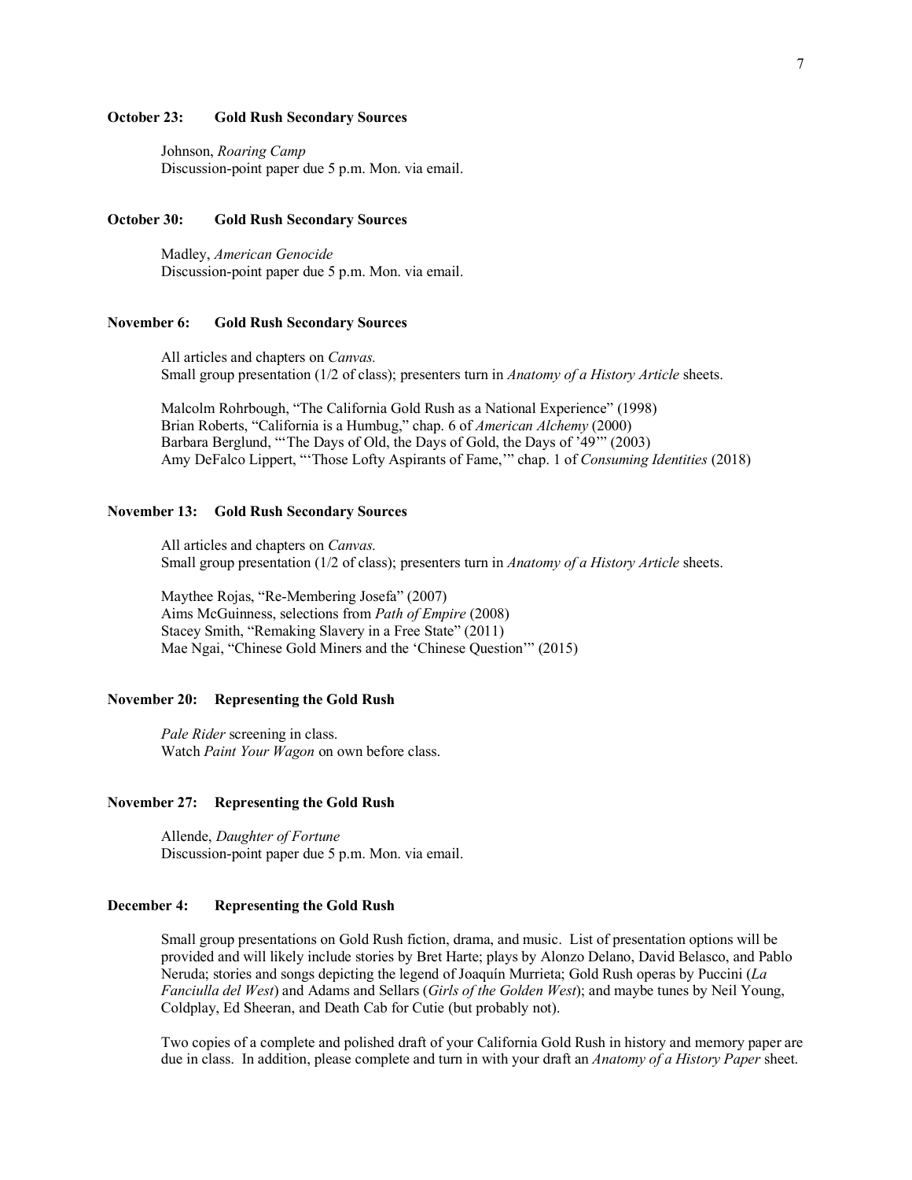**October 23: Gold Rush Secondary Sources**

Johnson, *Roaring Camp*
Discussion-point paper due 5 p.m. Mon. via email.

**October 30: Gold Rush Secondary Sources**

Madley, *American Genocide*
Discussion-point paper due 5 p.m. Mon. via email.

**November 6: Gold Rush Secondary Sources**

All articles and chapters on *Canvas.*
Small group presentation (1/2 of class); presenters turn in *Anatomy of a History Article* sheets.

Malcolm Rohrbough, "The California Gold Rush as a National Experience" (1998)
Brian Roberts, "California is a Humbug," chap. 6 of *American Alchemy* (2000)
Barbara Berglund, "'The Days of Old, the Days of Gold, the Days of '49'" (2003)
Amy DeFalco Lippert, "'Those Lofty Aspirants of Fame,'" chap. 1 of *Consuming Identities* (2018)

**November 13: Gold Rush Secondary Sources**

All articles and chapters on *Canvas.*
Small group presentation (1/2 of class); presenters turn in *Anatomy of a History Article* sheets.

Maythee Rojas, "Re-Membering Josefa" (2007)
Aims McGuinness, selections from *Path of Empire* (2008)
Stacey Smith, "Remaking Slavery in a Free State" (2011)
Mae Ngai, "Chinese Gold Miners and the 'Chinese Question'" (2015)

**November 20: Representing the Gold Rush**

*Pale Rider* screening in class.
Watch *Paint Your Wagon* on own before class.

**November 27: Representing the Gold Rush**

Allende, *Daughter of Fortune*
Discussion-point paper due 5 p.m. Mon. via email.

**December 4: Representing the Gold Rush**

Small group presentations on Gold Rush fiction, drama, and music. List of presentation options will be provided and will likely include stories by Bret Harte; plays by Alonzo Delano, David Belasco, and Pablo Neruda; stories and songs depicting the legend of Joaquín Murrieta; Gold Rush operas by Puccini (*La Fanciulla del West*) and Adams and Sellars (*Girls of the Golden West*); and maybe tunes by Neil Young, Coldplay, Ed Sheeran, and Death Cab for Cutie (but probably not).

Two copies of a complete and polished draft of your California Gold Rush in history and memory paper are due in class. In addition, please complete and turn in with your draft an *Anatomy of a History Paper* sheet.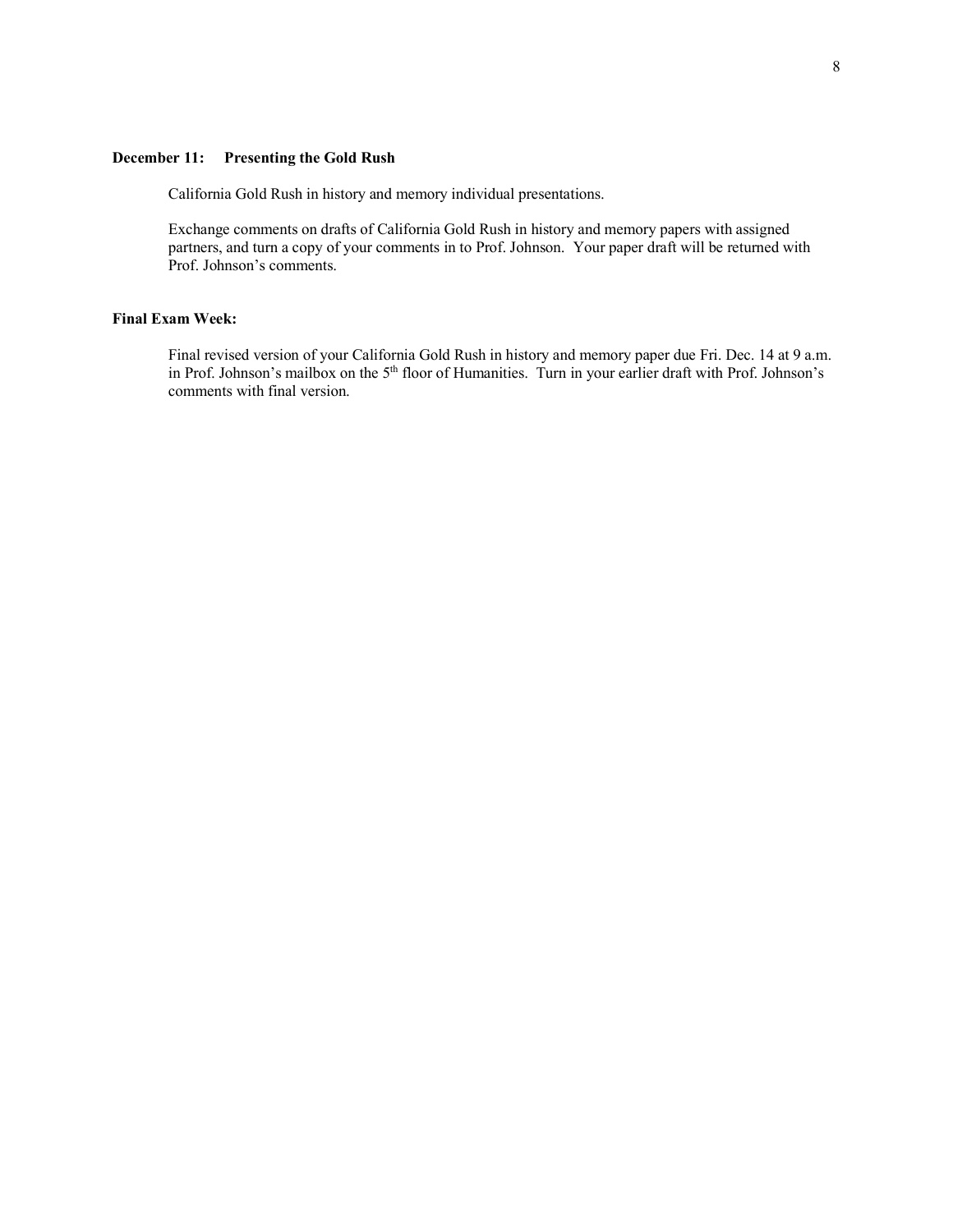**December 11: Presenting the Gold Rush**

California Gold Rush in history and memory individual presentations.

Exchange comments on drafts of California Gold Rush in history and memory papers with assigned partners, and turn a copy of your comments in to Prof. Johnson. Your paper draft will be returned with Prof. Johnson's comments.

**Final Exam Week:**

Final revised version of your California Gold Rush in history and memory paper due Fri. Dec. 14 at 9 a.m. in Prof. Johnson's mailbox on the 5th floor of Humanities. Turn in your earlier draft with Prof. Johnson's comments with final version.